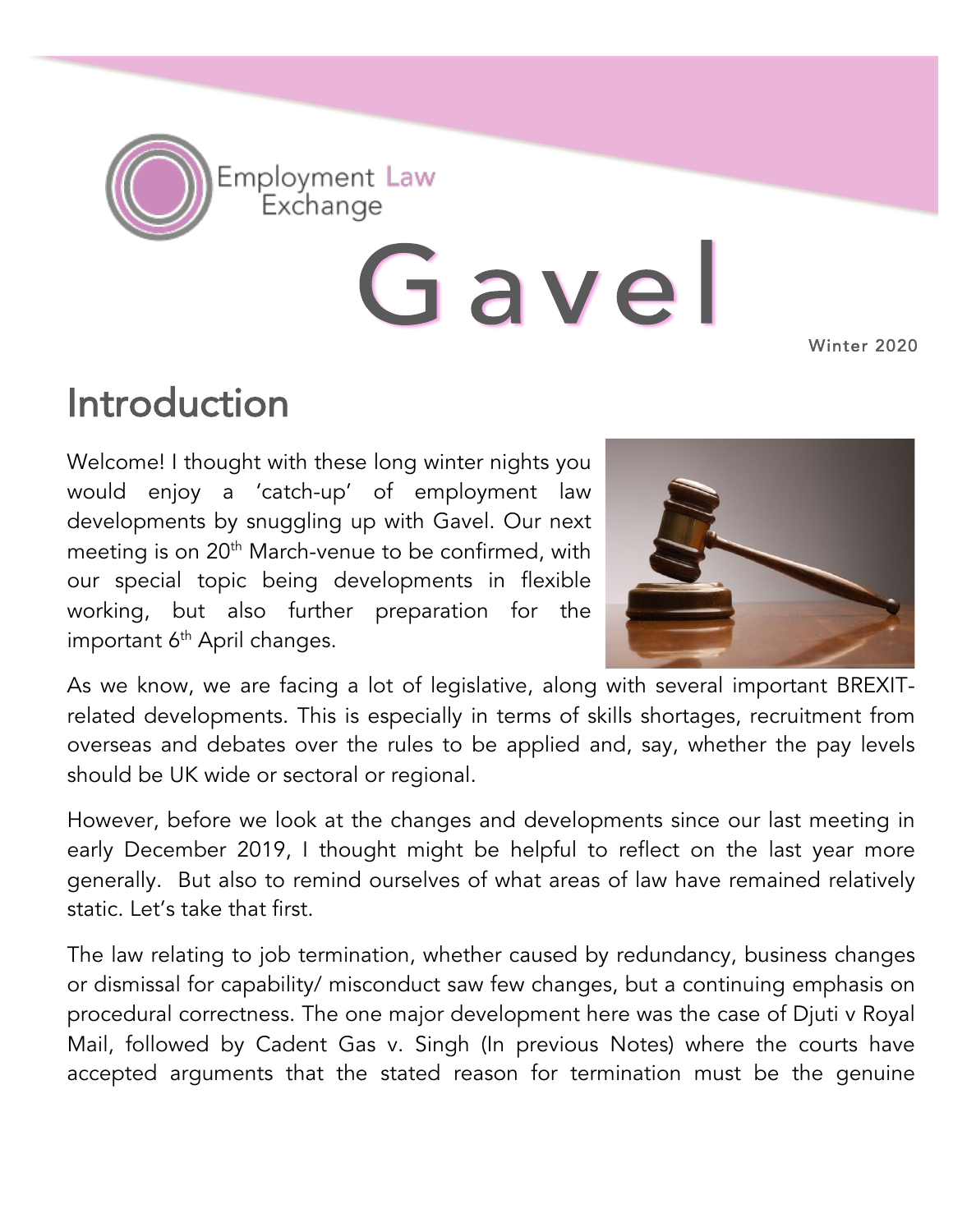Employment Law Exchange

# Gavel

Winter 2020

## Introduction

Welcome! I thought with these long winter nights you would enjoy a 'catch-up' of employment law developments by snuggling up with Gavel. Our next meeting is on 20th March-venue to be confirmed, with our special topic being developments in flexible working, but also further preparation for the important 6th April changes.

As we know, we are facing a lot of legislative, along with several important BREXIT-related developments. This is especially in terms of skills shortages, recruitment from overseas and debates over the rules to be applied and, say, whether the pay levels should be UK wide or sectoral or regional.

However, before we look at the changes and developments since our last meeting in early December 2019, I thought might be helpful to reflect on the last year more generally. But also to remind ourselves of what areas of law have remained relatively static. Let's take that first.

The law relating to job termination, whether caused by redundancy, business changes or dismissal for capability/ misconduct saw few changes, but a continuing emphasis on procedural correctness. The one major development here was the case of Djuti v Royal Mail, followed by Cadent Gas v. Singh (In previous Notes) where the courts have accepted arguments that the stated reason for termination must be the genuine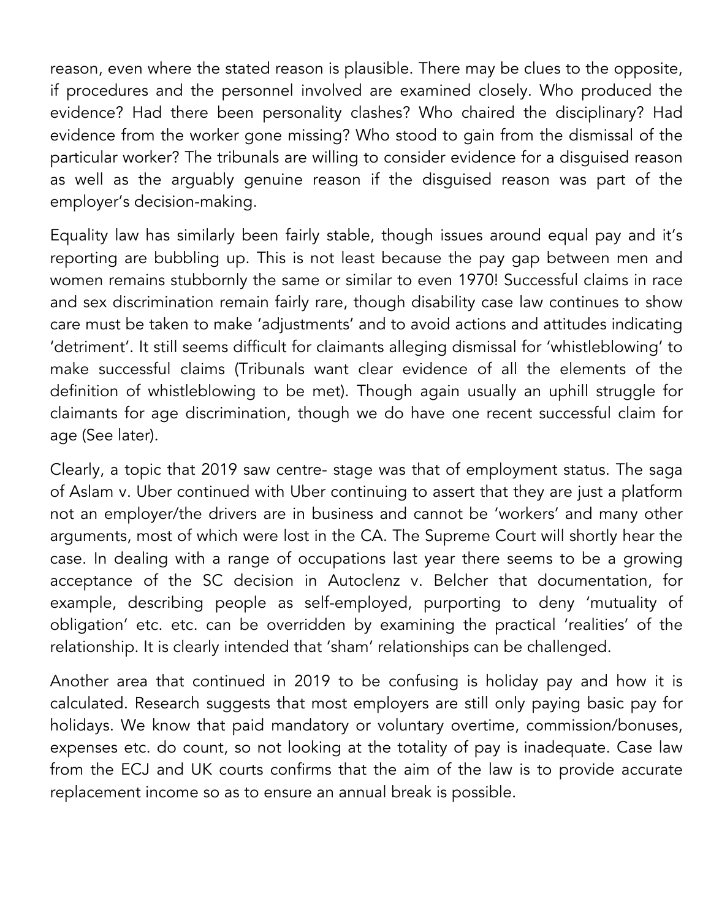reason, even where the stated reason is plausible. There may be clues to the opposite, if procedures and the personnel involved are examined closely. Who produced the evidence? Had there been personality clashes? Who chaired the disciplinary? Had evidence from the worker gone missing? Who stood to gain from the dismissal of the particular worker? The tribunals are willing to consider evidence for a disguised reason as well as the arguably genuine reason if the disguised reason was part of the employer's decision-making.

Equality law has similarly been fairly stable, though issues around equal pay and it's reporting are bubbling up. This is not least because the pay gap between men and women remains stubbornly the same or similar to even 1970! Successful claims in race and sex discrimination remain fairly rare, though disability case law continues to show care must be taken to make 'adjustments' and to avoid actions and attitudes indicating 'detriment'. It still seems difficult for claimants alleging dismissal for 'whistleblowing' to make successful claims (Tribunals want clear evidence of all the elements of the definition of whistleblowing to be met). Though again usually an uphill struggle for claimants for age discrimination, though we do have one recent successful claim for age (See later).

Clearly, a topic that 2019 saw centre- stage was that of employment status. The saga of Aslam v. Uber continued with Uber continuing to assert that they are just a platform not an employer/the drivers are in business and cannot be 'workers' and many other arguments, most of which were lost in the CA. The Supreme Court will shortly hear the case. In dealing with a range of occupations last year there seems to be a growing acceptance of the SC decision in Autoclenz v. Belcher that documentation, for example, describing people as self-employed, purporting to deny 'mutuality of obligation' etc. etc. can be overridden by examining the practical 'realities' of the relationship. It is clearly intended that 'sham' relationships can be challenged.

Another area that continued in 2019 to be confusing is holiday pay and how it is calculated. Research suggests that most employers are still only paying basic pay for holidays. We know that paid mandatory or voluntary overtime, commission/bonuses, expenses etc. do count, so not looking at the totality of pay is inadequate. Case law from the ECJ and UK courts confirms that the aim of the law is to provide accurate replacement income so as to ensure an annual break is possible.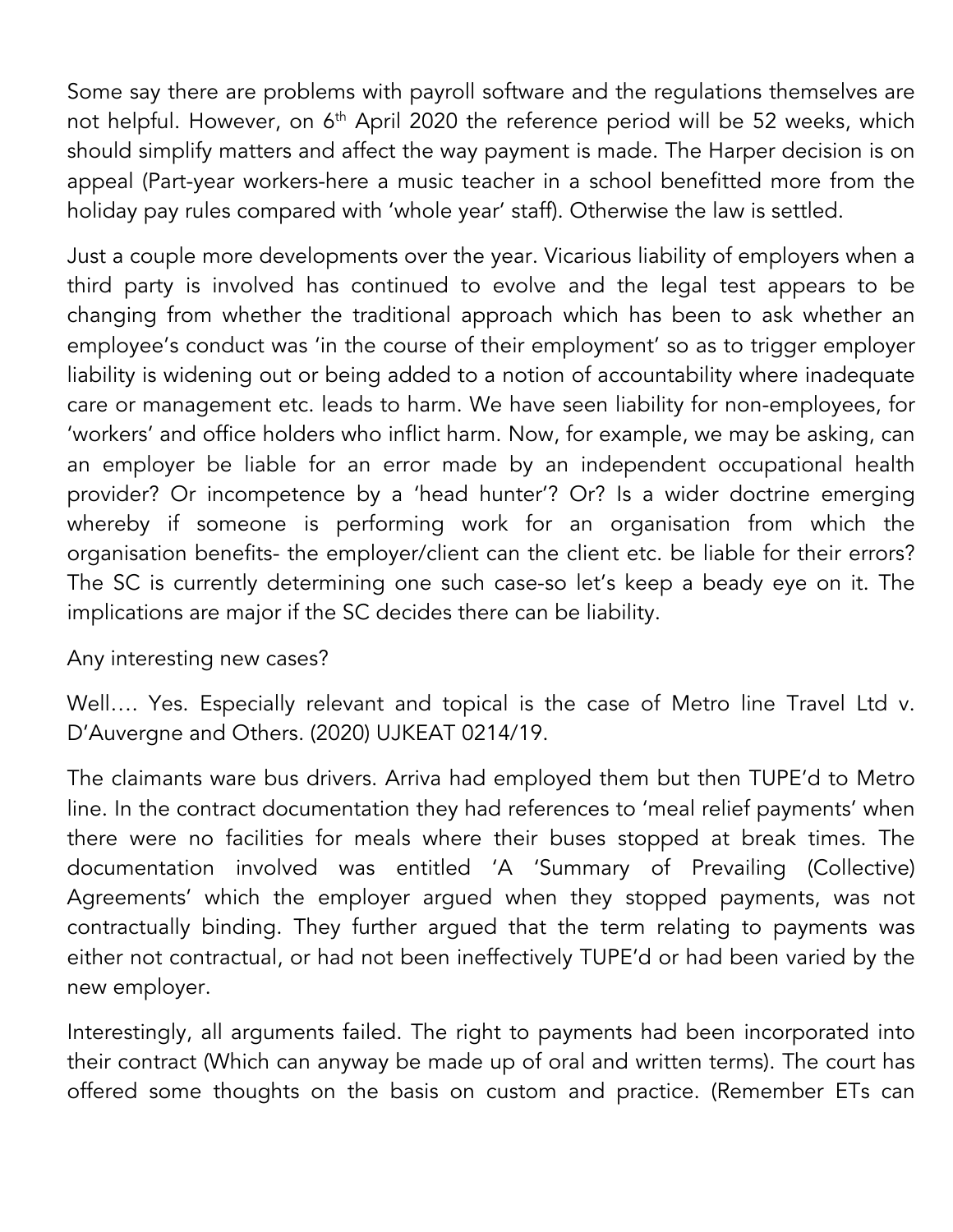Some say there are problems with payroll software and the regulations themselves are not helpful. However, on 6th April 2020 the reference period will be 52 weeks, which should simplify matters and affect the way payment is made. The Harper decision is on appeal (Part-year workers-here a music teacher in a school benefitted more from the holiday pay rules compared with 'whole year' staff). Otherwise the law is settled.

Just a couple more developments over the year. Vicarious liability of employers when a third party is involved has continued to evolve and the legal test appears to be changing from whether the traditional approach which has been to ask whether an employee's conduct was 'in the course of their employment' so as to trigger employer liability is widening out or being added to a notion of accountability where inadequate care or management etc. leads to harm. We have seen liability for non-employees, for 'workers' and office holders who inflict harm. Now, for example, we may be asking, can an employer be liable for an error made by an independent occupational health provider? Or incompetence by a 'head hunter'? Or? Is a wider doctrine emerging whereby if someone is performing work for an organisation from which the organisation benefits- the employer/client can the client etc. be liable for their errors? The SC is currently determining one such case-so let's keep a beady eye on it. The implications are major if the SC decides there can be liability.

Any interesting new cases?

Well…. Yes. Especially relevant and topical is the case of Metro line Travel Ltd v. D'Auvergne and Others. (2020) UJKEAT 0214/19.

The claimants ware bus drivers. Arriva had employed them but then TUPE'd to Metro line. In the contract documentation they had references to 'meal relief payments' when there were no facilities for meals where their buses stopped at break times. The documentation involved was entitled 'A 'Summary of Prevailing (Collective) Agreements' which the employer argued when they stopped payments, was not contractually binding. They further argued that the term relating to payments was either not contractual, or had not been ineffectively TUPE'd or had been varied by the new employer.

Interestingly, all arguments failed. The right to payments had been incorporated into their contract (Which can anyway be made up of oral and written terms). The court has offered some thoughts on the basis on custom and practice. (Remember ETs can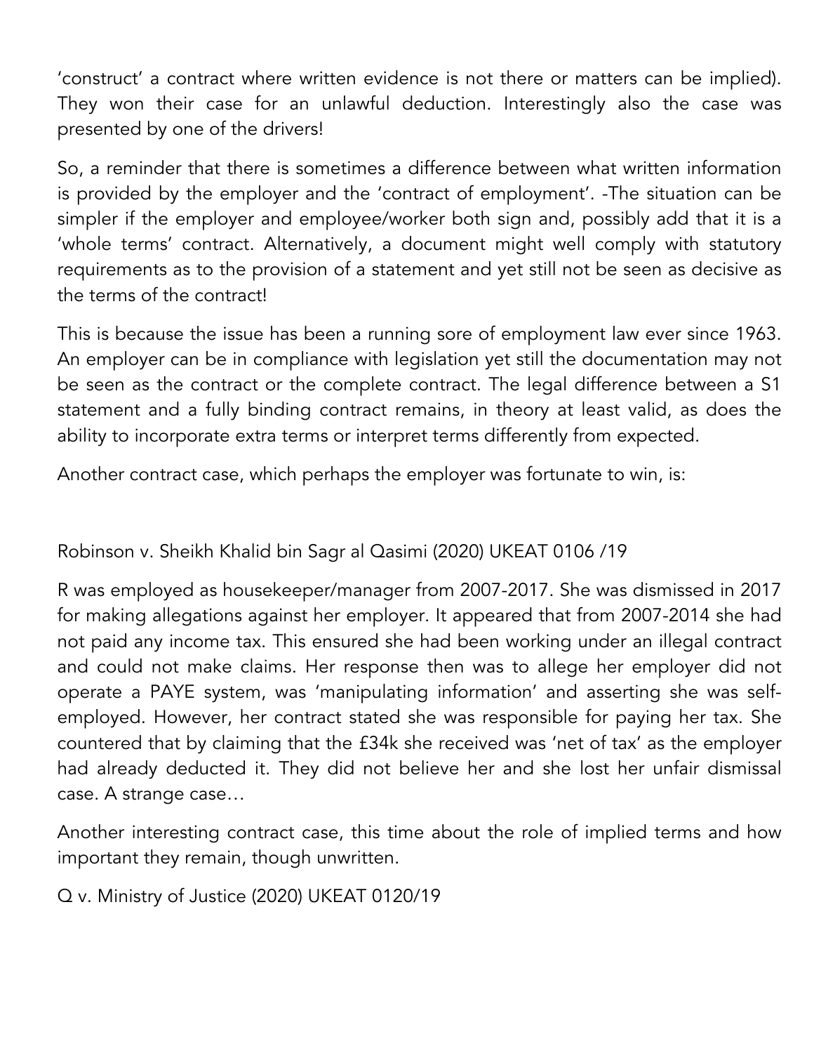'construct' a contract where written evidence is not there or matters can be implied). They won their case for an unlawful deduction. Interestingly also the case was presented by one of the drivers!

So, a reminder that there is sometimes a difference between what written information is provided by the employer and the 'contract of employment'. -The situation can be simpler if the employer and employee/worker both sign and, possibly add that it is a 'whole terms' contract. Alternatively, a document might well comply with statutory requirements as to the provision of a statement and yet still not be seen as decisive as the terms of the contract!

This is because the issue has been a running sore of employment law ever since 1963. An employer can be in compliance with legislation yet still the documentation may not be seen as the contract or the complete contract. The legal difference between a S1 statement and a fully binding contract remains, in theory at least valid, as does the ability to incorporate extra terms or interpret terms differently from expected.

Another contract case, which perhaps the employer was fortunate to win, is:

Robinson v. Sheikh Khalid bin Sagr al Qasimi (2020) UKEAT 0106 /19

R was employed as housekeeper/manager from 2007-2017. She was dismissed in 2017 for making allegations against her employer. It appeared that from 2007-2014 she had not paid any income tax. This ensured she had been working under an illegal contract and could not make claims. Her response then was to allege her employer did not operate a PAYE system, was 'manipulating information' and asserting she was self-employed. However, her contract stated she was responsible for paying her tax. She countered that by claiming that the £34k she received was 'net of tax' as the employer had already deducted it. They did not believe her and she lost her unfair dismissal case. A strange case…

Another interesting contract case, this time about the role of implied terms and how important they remain, though unwritten.

Q v. Ministry of Justice (2020) UKEAT 0120/19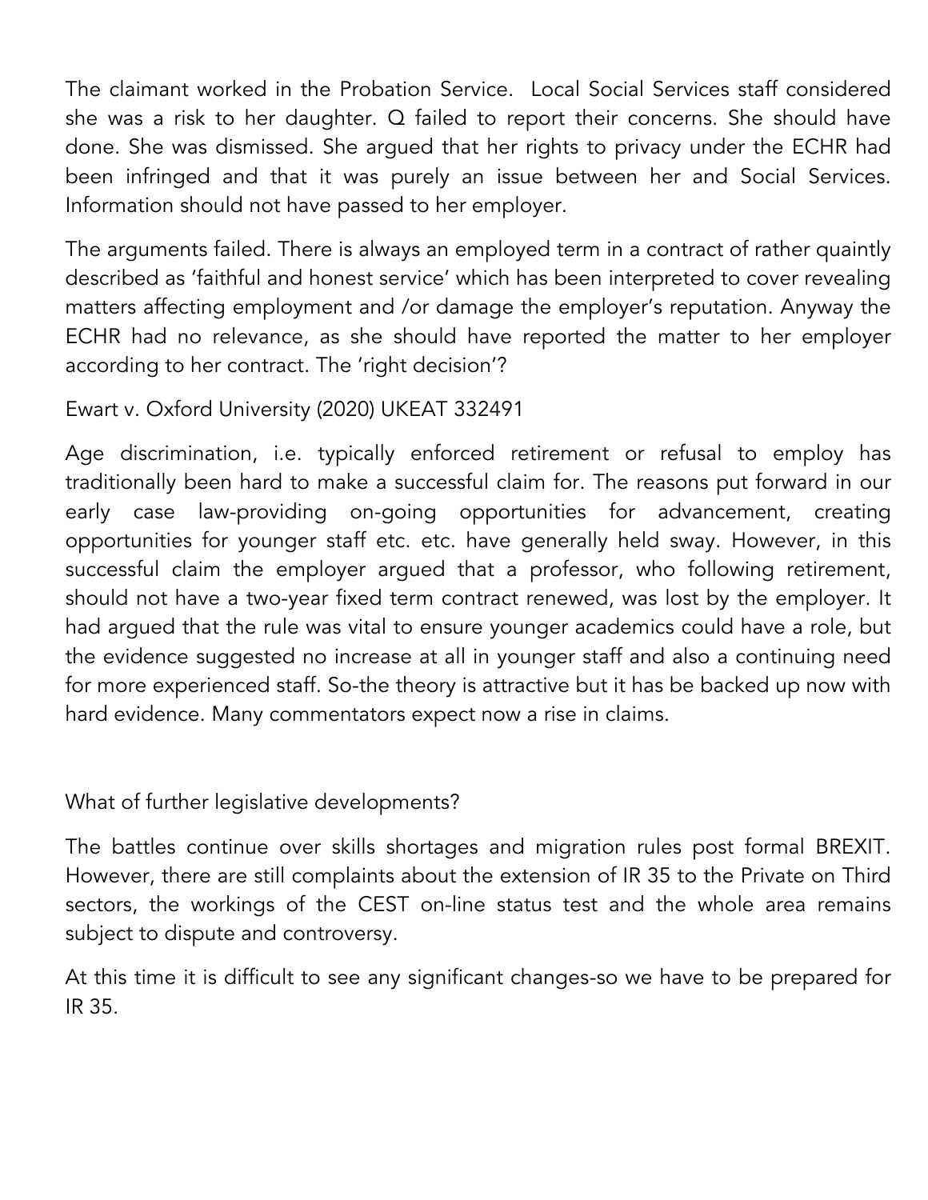The claimant worked in the Probation Service. Local Social Services staff considered she was a risk to her daughter. Q failed to report their concerns. She should have done. She was dismissed. She argued that her rights to privacy under the ECHR had been infringed and that it was purely an issue between her and Social Services. Information should not have passed to her employer.

The arguments failed. There is always an employed term in a contract of rather quaintly described as 'faithful and honest service' which has been interpreted to cover revealing matters affecting employment and /or damage the employer's reputation. Anyway the ECHR had no relevance, as she should have reported the matter to her employer according to her contract. The 'right decision'?

Ewart v. Oxford University (2020) UKEAT 332491

Age discrimination, i.e. typically enforced retirement or refusal to employ has traditionally been hard to make a successful claim for. The reasons put forward in our early case law-providing on-going opportunities for advancement, creating opportunities for younger staff etc. etc. have generally held sway. However, in this successful claim the employer argued that a professor, who following retirement, should not have a two-year fixed term contract renewed, was lost by the employer. It had argued that the rule was vital to ensure younger academics could have a role, but the evidence suggested no increase at all in younger staff and also a continuing need for more experienced staff. So-the theory is attractive but it has be backed up now with hard evidence. Many commentators expect now a rise in claims.

What of further legislative developments?

The battles continue over skills shortages and migration rules post formal BREXIT. However, there are still complaints about the extension of IR 35 to the Private on Third sectors, the workings of the CEST on-line status test and the whole area remains subject to dispute and controversy.

At this time it is difficult to see any significant changes-so we have to be prepared for IR 35.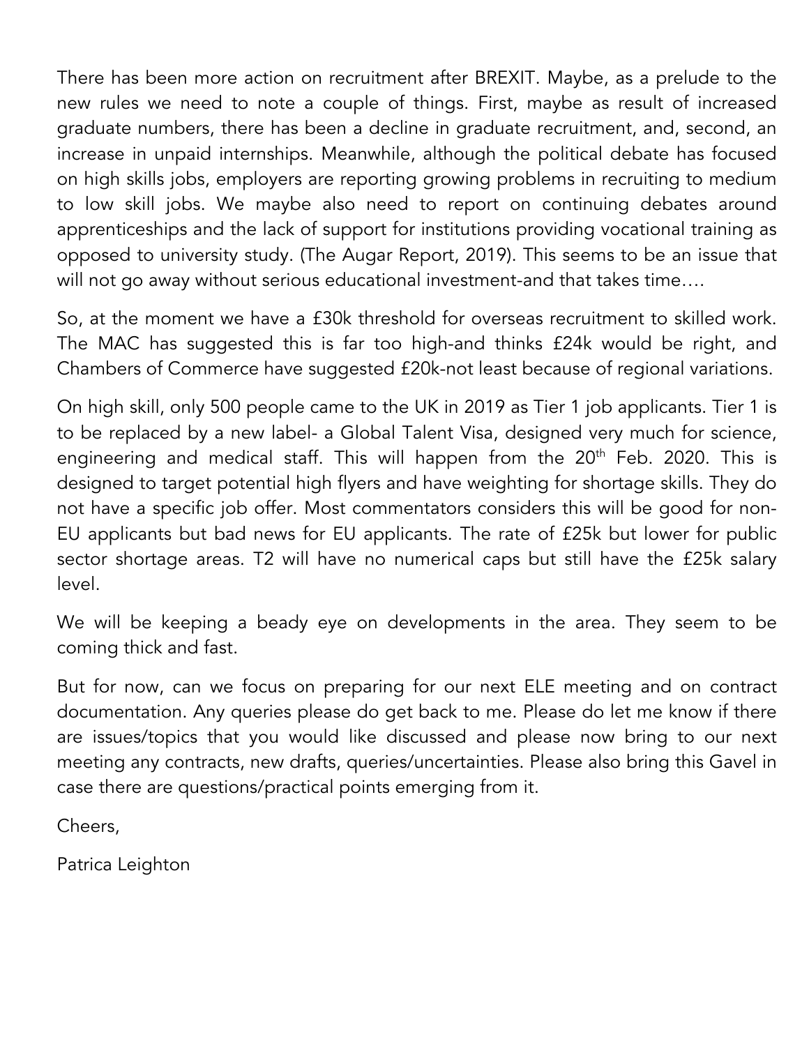There has been more action on recruitment after BREXIT. Maybe, as a prelude to the new rules we need to note a couple of things. First, maybe as result of increased graduate numbers, there has been a decline in graduate recruitment, and, second, an increase in unpaid internships. Meanwhile, although the political debate has focused on high skills jobs, employers are reporting growing problems in recruiting to medium to low skill jobs. We maybe also need to report on continuing debates around apprenticeships and the lack of support for institutions providing vocational training as opposed to university study. (The Augar Report, 2019). This seems to be an issue that will not go away without serious educational investment-and that takes time….

So, at the moment we have a £30k threshold for overseas recruitment to skilled work. The MAC has suggested this is far too high-and thinks £24k would be right, and Chambers of Commerce have suggested £20k-not least because of regional variations.

On high skill, only 500 people came to the UK in 2019 as Tier 1 job applicants. Tier 1 is to be replaced by a new label- a Global Talent Visa, designed very much for science, engineering and medical staff. This will happen from the 20th Feb. 2020. This is designed to target potential high flyers and have weighting for shortage skills. They do not have a specific job offer. Most commentators considers this will be good for non-EU applicants but bad news for EU applicants. The rate of £25k but lower for public sector shortage areas. T2 will have no numerical caps but still have the £25k salary level.

We will be keeping a beady eye on developments in the area. They seem to be coming thick and fast.

But for now, can we focus on preparing for our next ELE meeting and on contract documentation. Any queries please do get back to me. Please do let me know if there are issues/topics that you would like discussed and please now bring to our next meeting any contracts, new drafts, queries/uncertainties. Please also bring this Gavel in case there are questions/practical points emerging from it.

Cheers,

Patrica Leighton